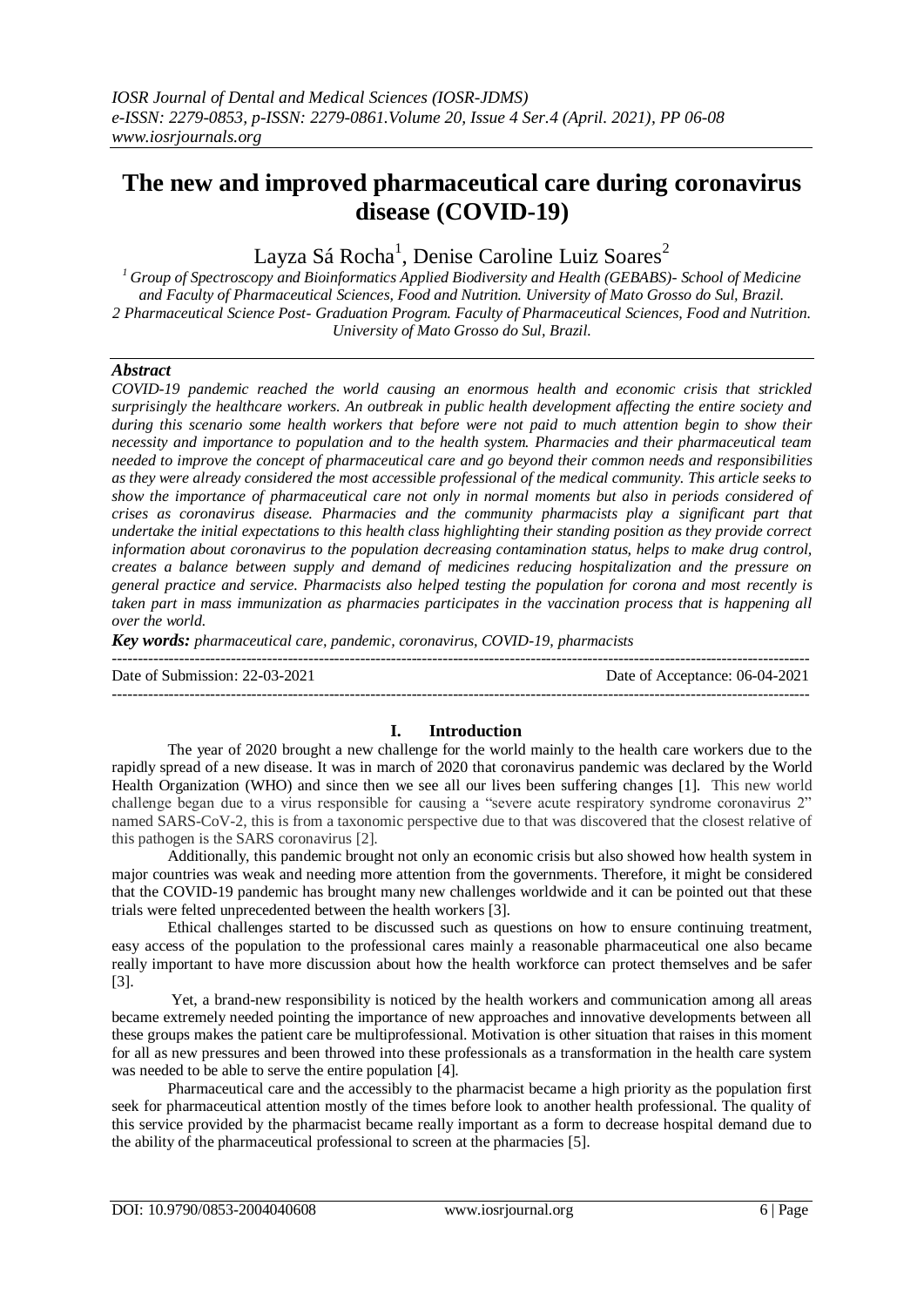# The new and improved pharmaceutical care during coronavirus disease (COVID-19)

Layza Sá Rocha[1], Denise Caroline Luiz Soares[2]

[1] Group of Spectroscopy and Bioinformatics Applied Biodiversity and Health (GEBABS)- School of Medicine and Faculty of Pharmaceutical Sciences, Food and Nutrition. University of Mato Grosso do Sul, Brazil.
2 Pharmaceutical Science Post- Graduation Program. Faculty of Pharmaceutical Sciences, Food and Nutrition. University of Mato Grosso do Sul, Brazil.

### *Abstract*

*COVID-19 pandemic reached the world causing an enormous health and economic crisis that strickled surprisingly the healthcare workers. An outbreak in public health development affecting the entire society and during this scenario some health workers that before were not paid to much attention begin to show their necessity and importance to population and to the health system. Pharmacies and their pharmaceutical team needed to improve the concept of pharmaceutical care and go beyond their common needs and responsibilities as they were already considered the most accessible professional of the medical community. This article seeks to show the importance of pharmaceutical care not only in normal moments but also in periods considered of crises as coronavirus disease. Pharmacies and the community pharmacists play a significant part that undertake the initial expectations to this health class highlighting their standing position as they provide correct information about coronavirus to the population decreasing contamination status, helps to make drug control, creates a balance between supply and demand of medicines reducing hospitalization and the pressure on general practice and service. Pharmacists also helped testing the population for corona and most recently is taken part in mass immunization as pharmacies participates in the vaccination process that is happening all over the world.*

***Key words:*** *pharmaceutical care, pandemic, coronavirus, COVID-19, pharmacists*

Date of Submission: 22-03-2021 Date of Acceptance: 06-04-2021

## I. Introduction

The year of 2020 brought a new challenge for the world mainly to the health care workers due to the rapidly spread of a new disease. It was in march of 2020 that coronavirus pandemic was declared by the World Health Organization (WHO) and since then we see all our lives been suffering changes [1]. This new world challenge began due to a virus responsible for causing a "severe acute respiratory syndrome coronavirus 2" named SARS-CoV-2, this is from a taxonomic perspective due to that was discovered that the closest relative of this pathogen is the SARS coronavirus [2].

Additionally, this pandemic brought not only an economic crisis but also showed how health system in major countries was weak and needing more attention from the governments. Therefore, it might be considered that the COVID-19 pandemic has brought many new challenges worldwide and it can be pointed out that these trials were felt unprecedented between the health workers [3].

Ethical challenges started to be discussed such as questions on how to ensure continuing treatment, easy access of the population to the professional cares mainly a reasonable pharmaceutical one also became really important to have more discussion about how the health workforce can protect themselves and be safer [3].

Yet, a brand-new responsibility is noticed by the health workers and communication among all areas became extremely needed pointing the importance of new approaches and innovative developments between all these groups makes the patient care be multiprofessional. Motivation is other situation that raises in this moment for all as new pressures and been throwed into these professionals as a transformation in the health care system was needed to be able to serve the entire population [4].

Pharmaceutical care and the accessibly to the pharmacist became a high priority as the population first seek for pharmaceutical attention mostly of the times before look to another health professional. The quality of this service provided by the pharmacist became really important as a form to decrease hospital demand due to the ability of the pharmaceutical professional to screen at the pharmacies [5].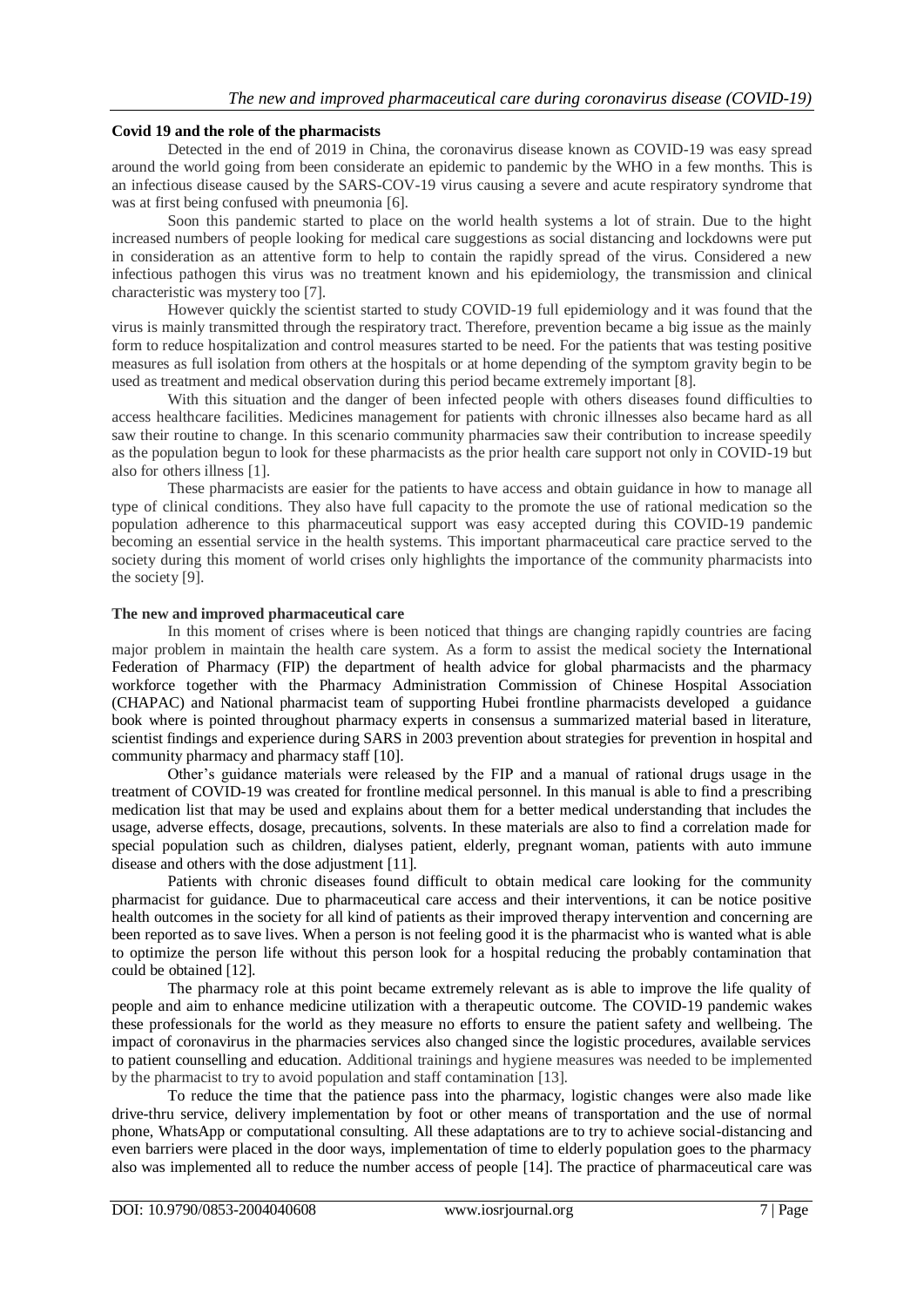**Covid 19 and the role of the pharmacists**

Detected in the end of 2019 in China, the coronavirus disease known as COVID-19 was easy spread around the world going from been considerate an epidemic to pandemic by the WHO in a few months. This is an infectious disease caused by the SARS-COV-19 virus causing a severe and acute respiratory syndrome that was at first being confused with pneumonia [6].

Soon this pandemic started to place on the world health systems a lot of strain. Due to the hight increased numbers of people looking for medical care suggestions as social distancing and lockdowns were put in consideration as an attentive form to help to contain the rapidly spread of the virus. Considered a new infectious pathogen this virus was no treatment known and his epidemiology, the transmission and clinical characteristic was mystery too [7].

However quickly the scientist started to study COVID-19 full epidemiology and it was found that the virus is mainly transmitted through the respiratory tract. Therefore, prevention became a big issue as the mainly form to reduce hospitalization and control measures started to be need. For the patients that was testing positive measures as full isolation from others at the hospitals or at home depending of the symptom gravity begin to be used as treatment and medical observation during this period became extremely important [8].

With this situation and the danger of been infected people with others diseases found difficulties to access healthcare facilities. Medicines management for patients with chronic illnesses also became hard as all saw their routine to change. In this scenario community pharmacies saw their contribution to increase speedily as the population begun to look for these pharmacists as the prior health care support not only in COVID-19 but also for others illness [1].

These pharmacists are easier for the patients to have access and obtain guidance in how to manage all type of clinical conditions. They also have full capacity to the promote the use of rational medication so the population adherence to this pharmaceutical support was easy accepted during this COVID-19 pandemic becoming an essential service in the health systems. This important pharmaceutical care practice served to the society during this moment of world crises only highlights the importance of the community pharmacists into the society [9].

**The new and improved pharmaceutical care**

In this moment of crises where is been noticed that things are changing rapidly countries are facing major problem in maintain the health care system. As a form to assist the medical society the International Federation of Pharmacy (FIP) the department of health advice for global pharmacists and the pharmacy workforce together with the Pharmacy Administration Commission of Chinese Hospital Association (CHAPAC) and National pharmacist team of supporting Hubei frontline pharmacists developed a guidance book where is pointed throughout pharmacy experts in consensus a summarized material based in literature, scientist findings and experience during SARS in 2003 prevention about strategies for prevention in hospital and community pharmacy and pharmacy staff [10].

Other's guidance materials were released by the FIP and a manual of rational drugs usage in the treatment of COVID-19 was created for frontline medical personnel. In this manual is able to find a prescribing medication list that may be used and explains about them for a better medical understanding that includes the usage, adverse effects, dosage, precautions, solvents. In these materials are also to find a correlation made for special population such as children, dialyses patient, elderly, pregnant woman, patients with auto immune disease and others with the dose adjustment [11].

Patients with chronic diseases found difficult to obtain medical care looking for the community pharmacist for guidance. Due to pharmaceutical care access and their interventions, it can be notice positive health outcomes in the society for all kind of patients as their improved therapy intervention and concerning are been reported as to save lives. When a person is not feeling good it is the pharmacist who is wanted what is able to optimize the person life without this person look for a hospital reducing the probably contamination that could be obtained [12].

The pharmacy role at this point became extremely relevant as is able to improve the life quality of people and aim to enhance medicine utilization with a therapeutic outcome. The COVID-19 pandemic wakes these professionals for the world as they measure no efforts to ensure the patient safety and wellbeing. The impact of coronavirus in the pharmacies services also changed since the logistic procedures, available services to patient counselling and education. Additional trainings and hygiene measures was needed to be implemented by the pharmacist to try to avoid population and staff contamination [13].

To reduce the time that the patience pass into the pharmacy, logistic changes were also made like drive-thru service, delivery implementation by foot or other means of transportation and the use of normal phone, WhatsApp or computational consulting. All these adaptations are to try to achieve social-distancing and even barriers were placed in the door ways, implementation of time to elderly population goes to the pharmacy also was implemented all to reduce the number access of people [14]. The practice of pharmaceutical care was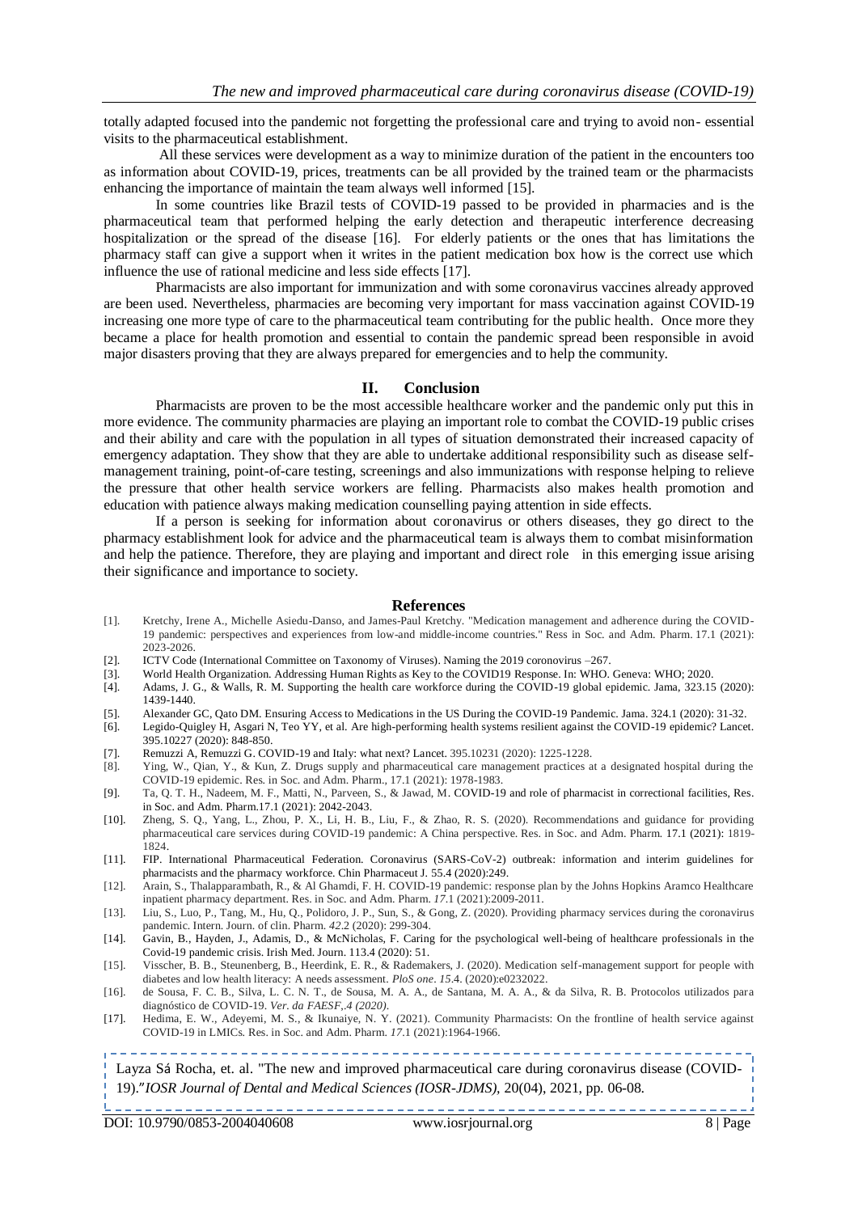totally adapted focused into the pandemic not forgetting the professional care and trying to avoid non- essential visits to the pharmaceutical establishment.

All these services were development as a way to minimize duration of the patient in the encounters too as information about COVID-19, prices, treatments can be all provided by the trained team or the pharmacists enhancing the importance of maintain the team always well informed [15].

In some countries like Brazil tests of COVID-19 passed to be provided in pharmacies and is the pharmaceutical team that performed helping the early detection and therapeutic interference decreasing hospitalization or the spread of the disease [16]. For elderly patients or the ones that has limitations the pharmacy staff can give a support when it writes in the patient medication box how is the correct use which influence the use of rational medicine and less side effects [17].

Pharmacists are also important for immunization and with some coronavirus vaccines already approved are been used. Nevertheless, pharmacies are becoming very important for mass vaccination against COVID-19 increasing one more type of care to the pharmaceutical team contributing for the public health. Once more they became a place for health promotion and essential to contain the pandemic spread been responsible in avoid major disasters proving that they are always prepared for emergencies and to help the community.

## II. Conclusion

Pharmacists are proven to be the most accessible healthcare worker and the pandemic only put this in more evidence. The community pharmacies are playing an important role to combat the COVID-19 public crises and their ability and care with the population in all types of situation demonstrated their increased capacity of emergency adaptation. They show that they are able to undertake additional responsibility such as disease self-management training, point-of-care testing, screenings and also immunizations with response helping to relieve the pressure that other health service workers are felling. Pharmacists also makes health promotion and education with patience always making medication counselling paying attention in side effects.

If a person is seeking for information about coronavirus or others diseases, they go direct to the pharmacy establishment look for advice and the pharmaceutical team is always them to combat misinformation and help the patience. Therefore, they are playing and important and direct role in this emerging issue arising their significance and importance to society.

## References

[1]. Kretchy, Irene A., Michelle Asiedu-Danso, and James-Paul Kretchy. "Medication management and adherence during the COVID-19 pandemic: perspectives and experiences from low-and middle-income countries." Ress in Soc. and Adm. Pharm. 17.1 (2021): 2023-2026.

[2]. ICTV Code (International Committee on Taxonomy of Viruses). Naming the 2019 coronovirus –267.

[3]. World Health Organization. Addressing Human Rights as Key to the COVID19 Response. In: WHO. Geneva: WHO; 2020.

[4]. Adams, J. G., & Walls, R. M. Supporting the health care workforce during the COVID-19 global epidemic. Jama, 323.15 (2020): 1439-1440.

[5]. Alexander GC, Qato DM. Ensuring Access to Medications in the US During the COVID-19 Pandemic. Jama. 324.1 (2020): 31-32.

[6]. Legido-Quigley H, Asgari N, Teo YY, et al. Are high-performing health systems resilient against the COVID-19 epidemic? Lancet. 395.10227 (2020): 848-850.

[7]. Remuzzi A, Remuzzi G. COVID-19 and Italy: what next? Lancet. 395.10231 (2020): 1225-1228.

[8]. Ying, W., Qian, Y., & Kun, Z. Drugs supply and pharmaceutical care management practices at a designated hospital during the COVID-19 epidemic. Res. in Soc. and Adm. Pharm., 17.1 (2021): 1978-1983.

[9]. Ta, Q. T. H., Nadeem, M. F., Matti, N., Parveen, S., & Jawad, M. COVID-19 and role of pharmacist in correctional facilities, Res. in Soc. and Adm. Pharm.17.1 (2021): 2042-2043.

[10]. Zheng, S. Q., Yang, L., Zhou, P. X., Li, H. B., Liu, F., & Zhao, R. S. (2020). Recommendations and guidance for providing pharmaceutical care services during COVID-19 pandemic: A China perspective. Res. in Soc. and Adm. Pharm. 17.1 (2021): 1819-1824.

[11]. FIP. International Pharmaceutical Federation. Coronavirus (SARS-CoV-2) outbreak: information and interim guidelines for pharmacists and the pharmacy workforce. Chin Pharmaceut J. 55.4 (2020):249.

[12]. Arain, S., Thalapparambath, R., & Al Ghamdi, F. H. COVID-19 pandemic: response plan by the Johns Hopkins Aramco Healthcare inpatient pharmacy department. Res. in Soc. and Adm. Pharm. *17*.1 (2021):2009-2011.

[13]. Liu, S., Luo, P., Tang, M., Hu, Q., Polidoro, J. P., Sun, S., & Gong, Z. (2020). Providing pharmacy services during the coronavirus pandemic. Intern. Journ. of clin. Pharm. *42*.2 (2020): 299-304.

[14]. Gavin, B., Hayden, J., Adamis, D., & McNicholas, F. Caring for the psychological well-being of healthcare professionals in the Covid-19 pandemic crisis. Irish Med. Journ. 113.4 (2020): 51.

[15]. Visscher, B. B., Steunenberg, B., Heerdink, E. R., & Rademakers, J. (2020). Medication self-management support for people with diabetes and low health literacy: A needs assessment. *PloS one*. *15*.4. (2020):e0232022.

[16]. de Sousa, F. C. B., Silva, L. C. N. T., de Sousa, M. A. A., de Santana, M. A. A., & da Silva, R. B. Protocolos utilizados para diagnóstico de COVID-19. *Ver. da FAESF,.4 (2020)*.

[17]. Hedima, E. W., Adeyemi, M. S., & Ikunaiye, N. Y. (2021). Community Pharmacists: On the frontline of health service against COVID-19 in LMICs. Res. in Soc. and Adm. Pharm. *17*.1 (2021):1964-1966.

Layza Sá Rocha, et. al. "The new and improved pharmaceutical care during coronavirus disease (COVID-19)."*IOSR Journal of Dental and Medical Sciences (IOSR-JDMS)*, 20(04), 2021, pp. 06-08.